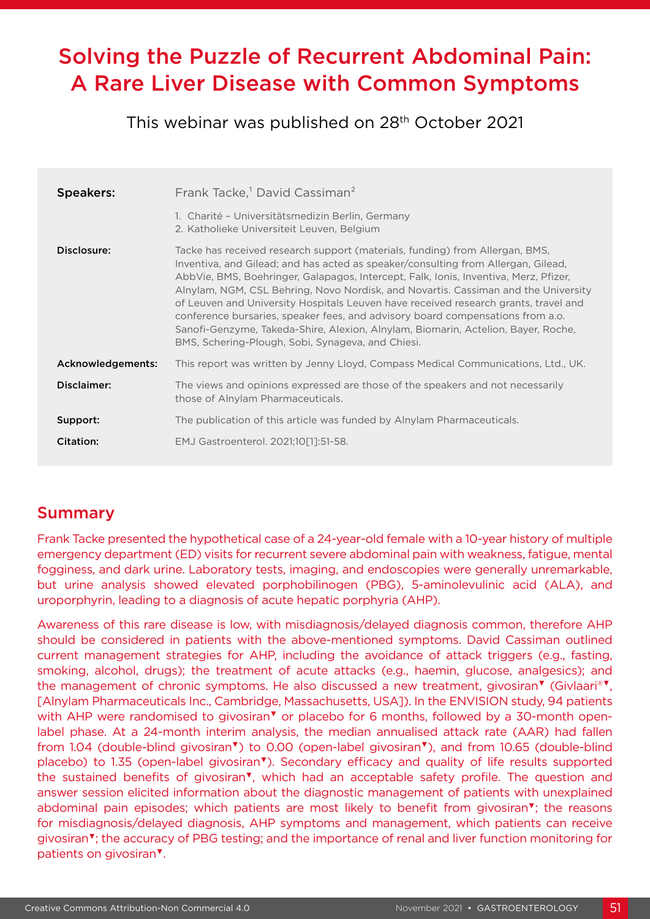# Solving the Puzzle of Recurrent Abdominal Pain: A Rare Liver Disease with Common Symptoms

This webinar was published on 28th October 2021

| | |
|---|---|
| **Speakers:** | Frank Tacke,[1] David Cassiman[2]<br>1. Charité – Universitätsmedizin Berlin, Germany<br>2. Katholieke Universiteit Leuven, Belgium |
| **Disclosure:** | Tacke has received research support (materials, funding) from Allergan, BMS, Inventiva, and Gilead; and has acted as speaker/consulting from Allergan, Gilead, AbbVie, BMS, Boehringer, Galapagos, Intercept, Falk, Ionis, Inventiva, Merz, Pfizer, Alnylam, NGM, CSL Behring, Novo Nordisk, and Novartis. Cassiman and the University of Leuven and University Hospitals Leuven have received research grants, travel and conference bursaries, speaker fees, and advisory board compensations from a.o. Sanofi-Genzyme, Takeda-Shire, Alexion, Alnylam, Biomarin, Actelion, Bayer, Roche, BMS, Schering-Plough, Sobi, Synageva, and Chiesi. |
| **Acknowledgements:** | This report was written by Jenny Lloyd, Compass Medical Communications, Ltd., UK. |
| **Disclaimer:** | The views and opinions expressed are those of the speakers and not necessarily those of Alnylam Pharmaceuticals. |
| **Support:** | The publication of this article was funded by Alnylam Pharmaceuticals. |
| **Citation:** | EMJ Gastroenterol. 2021;10[1]:51-58. |

## Summary

Frank Tacke presented the hypothetical case of a 24-year-old female with a 10-year history of multiple emergency department (ED) visits for recurrent severe abdominal pain with weakness, fatigue, mental fogginess, and dark urine. Laboratory tests, imaging, and endoscopies were generally unremarkable, but urine analysis showed elevated porphobilinogen (PBG), 5-aminolevulinic acid (ALA), and uroporphyrin, leading to a diagnosis of acute hepatic porphyria (AHP).

Awareness of this rare disease is low, with misdiagnosis/delayed diagnosis common, therefore AHP should be considered in patients with the above-mentioned symptoms. David Cassiman outlined current management strategies for AHP, including the avoidance of attack triggers (e.g., fasting, smoking, alcohol, drugs); the treatment of acute attacks (e.g., haemin, glucose, analgesics); and the management of chronic symptoms. He also discussed a new treatment, givosiran▼ (Givlaari®▼, [Alnylam Pharmaceuticals Inc., Cambridge, Massachusetts, USA]). In the ENVISION study, 94 patients with AHP were randomised to givosiran▼ or placebo for 6 months, followed by a 30-month open-label phase. At a 24-month interim analysis, the median annualised attack rate (AAR) had fallen from 1.04 (double-blind givosiran▼) to 0.00 (open-label givosiran▼), and from 10.65 (double-blind placebo) to 1.35 (open-label givosiran▼). Secondary efficacy and quality of life results supported the sustained benefits of givosiran▼, which had an acceptable safety profile. The question and answer session elicited information about the diagnostic management of patients with unexplained abdominal pain episodes; which patients are most likely to benefit from givosiran▼; the reasons for misdiagnosis/delayed diagnosis, AHP symptoms and management, which patients can receive givosiran▼; the accuracy of PBG testing; and the importance of renal and liver function monitoring for patients on givosiran▼.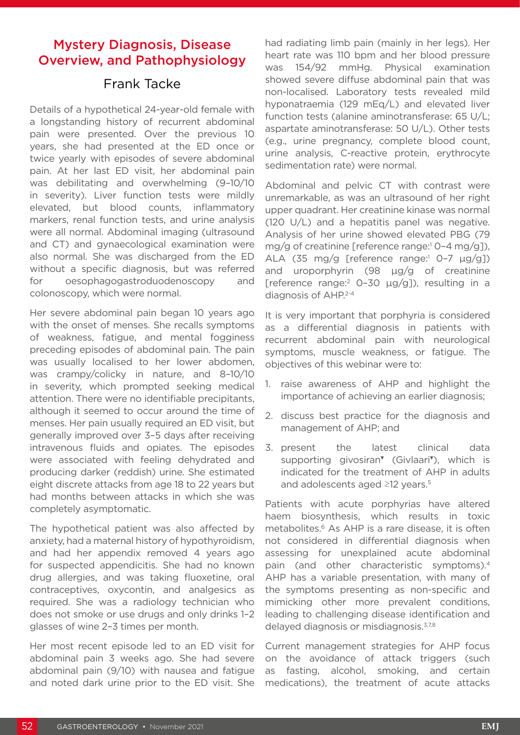## Mystery Diagnosis, Disease Overview, and Pathophysiology

### Frank Tacke

Details of a hypothetical 24-year-old female with a longstanding history of recurrent abdominal pain were presented. Over the previous 10 years, she had presented at the ED once or twice yearly with episodes of severe abdominal pain. At her last ED visit, her abdominal pain was debilitating and overwhelming (9–10/10 in severity). Liver function tests were mildly elevated, but blood counts, inflammatory markers, renal function tests, and urine analysis were all normal. Abdominal imaging (ultrasound and CT) and gynaecological examination were also normal. She was discharged from the ED without a specific diagnosis, but was referred for oesophagogastroduodenoscopy and colonoscopy, which were normal.

Her severe abdominal pain began 10 years ago with the onset of menses. She recalls symptoms of weakness, fatigue, and mental fogginess preceding episodes of abdominal pain. The pain was usually localised to her lower abdomen, was crampy/colicky in nature, and 8–10/10 in severity, which prompted seeking medical attention. There were no identifiable precipitants, although it seemed to occur around the time of menses. Her pain usually required an ED visit, but generally improved over 3–5 days after receiving intravenous fluids and opiates. The episodes were associated with feeling dehydrated and producing darker (reddish) urine. She estimated eight discrete attacks from age 18 to 22 years but had months between attacks in which she was completely asymptomatic.

The hypothetical patient was also affected by anxiety, had a maternal history of hypothyroidism, and had her appendix removed 4 years ago for suspected appendicitis. She had no known drug allergies, and was taking fluoxetine, oral contraceptives, oxycontin, and analgesics as required. She was a radiology technician who does not smoke or use drugs and only drinks 1–2 glasses of wine 2–3 times per month.

Her most recent episode led to an ED visit for abdominal pain 3 weeks ago. She had severe abdominal pain (9/10) with nausea and fatigue and noted dark urine prior to the ED visit. She had radiating limb pain (mainly in her legs). Her heart rate was 110 bpm and her blood pressure was 154/92 mmHg. Physical examination showed severe diffuse abdominal pain that was non-localised. Laboratory tests revealed mild hyponatraemia (129 mEq/L) and elevated liver function tests (alanine aminotransferase: 65 U/L; aspartate aminotransferase: 50 U/L). Other tests (e.g., urine pregnancy, complete blood count, urine analysis, C-reactive protein, erythrocyte sedimentation rate) were normal.

Abdominal and pelvic CT with contrast were unremarkable, as was an ultrasound of her right upper quadrant. Her creatinine kinase was normal (120 U/L) and a hepatitis panel was negative. Analysis of her urine showed elevated PBG (79 mg/g of creatinine [reference range:[1] 0–4 mg/g]), ALA (35 mg/g [reference range:[1] 0–7 µg/g]) and uroporphyrin (98 µg/g of creatinine [reference range:[2] 0–30 µg/g]), resulting in a diagnosis of AHP.[2-4]

It is very important that porphyria is considered as a differential diagnosis in patients with recurrent abdominal pain with neurological symptoms, muscle weakness, or fatigue. The objectives of this webinar were to:

1. raise awareness of AHP and highlight the importance of achieving an earlier diagnosis;
2. discuss best practice for the diagnosis and management of AHP; and
3. present the latest clinical data supporting givosiran▼ (Givlaari▼), which is indicated for the treatment of AHP in adults and adolescents aged ≥12 years.[5]

Patients with acute porphyrias have altered haem biosynthesis, which results in toxic metabolites.[6] As AHP is a rare disease, it is often not considered in differential diagnosis when assessing for unexplained acute abdominal pain (and other characteristic symptoms).[4] AHP has a variable presentation, with many of the symptoms presenting as non-specific and mimicking other more prevalent conditions, leading to challenging disease identification and delayed diagnosis or misdiagnosis.[3,7,8]

Current management strategies for AHP focus on the avoidance of attack triggers (such as fasting, alcohol, smoking, and certain medications), the treatment of acute attacks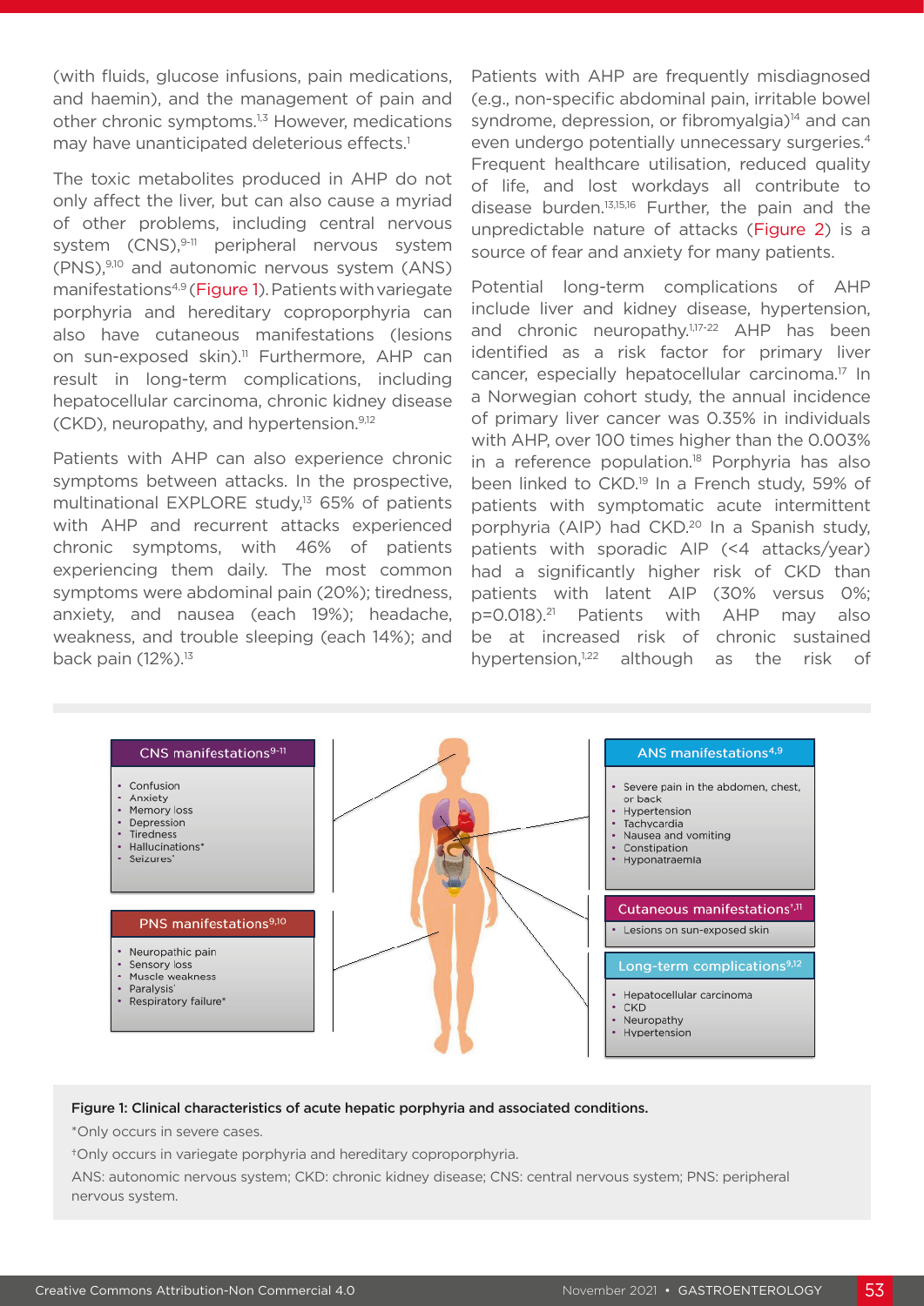(with fluids, glucose infusions, pain medications, and haemin), and the management of pain and other chronic symptoms.[1,3] However, medications may have unanticipated deleterious effects.[1]

The toxic metabolites produced in AHP do not only affect the liver, but can also cause a myriad of other problems, including central nervous system (CNS),[9-11] peripheral nervous system (PNS),[9,10] and autonomic nervous system (ANS) manifestations[4,9] (Figure 1). Patients with variegate porphyria and hereditary coproporphyria can also have cutaneous manifestations (lesions on sun-exposed skin).[11] Furthermore, AHP can result in long-term complications, including hepatocellular carcinoma, chronic kidney disease (CKD), neuropathy, and hypertension.[9,12]

Patients with AHP can also experience chronic symptoms between attacks. In the prospective, multinational EXPLORE study,[13] 65% of patients with AHP and recurrent attacks experienced chronic symptoms, with 46% of patients experiencing them daily. The most common symptoms were abdominal pain (20%); tiredness, anxiety, and nausea (each 19%); headache, weakness, and trouble sleeping (each 14%); and back pain (12%).[13]

Patients with AHP are frequently misdiagnosed (e.g., non-specific abdominal pain, irritable bowel syndrome, depression, or fibromyalgia)[14] and can even undergo potentially unnecessary surgeries.[4] Frequent healthcare utilisation, reduced quality of life, and lost workdays all contribute to disease burden.[13,15,16] Further, the pain and the unpredictable nature of attacks (Figure 2) is a source of fear and anxiety for many patients.

Potential long-term complications of AHP include liver and kidney disease, hypertension, and chronic neuropathy.[1,17-22] AHP has been identified as a risk factor for primary liver cancer, especially hepatocellular carcinoma.[17] In a Norwegian cohort study, the annual incidence of primary liver cancer was 0.35% in individuals with AHP, over 100 times higher than the 0.003% in a reference population.[18] Porphyria has also been linked to CKD.[19] In a French study, 59% of patients with symptomatic acute intermittent porphyria (AIP) had CKD.[20] In a Spanish study, patients with sporadic AIP (<4 attacks/year) had a significantly higher risk of CKD than patients with latent AIP (30% versus 0%; $p=0.018$).[21] Patients with AHP may also be at increased risk of chronic sustained hypertension,[1,22] although as the risk of

**CNS manifestations[9-11]**
- Confusion
- Anxiety
- Memory loss
- Depression
- Tiredness
- Hallucinations*
- Seizures*

**PNS manifestations[9,10]**
- Neuropathic pain
- Sensory loss
- Muscle weakness
- Paralysis*
- Respiratory failure*

**ANS manifestations[4,9]**
- Severe pain in the abdomen, chest, or back
- Hypertension
- Tachycardia
- Nausea and vomiting
- Constipation
- Hyponatraemia

**Cutaneous manifestations[†,11]**
- Lesions on sun-exposed skin

**Long-term complications[9,12]**
- Hepatocellular carcinoma
- CKD
- Neuropathy
- Hypertension

**Figure 1: Clinical characteristics of acute hepatic porphyria and associated conditions.**

*Only occurs in severe cases.

†Only occurs in variegate porphyria and hereditary coproporphyria.

ANS: autonomic nervous system; CKD: chronic kidney disease; CNS: central nervous system; PNS: peripheral nervous system.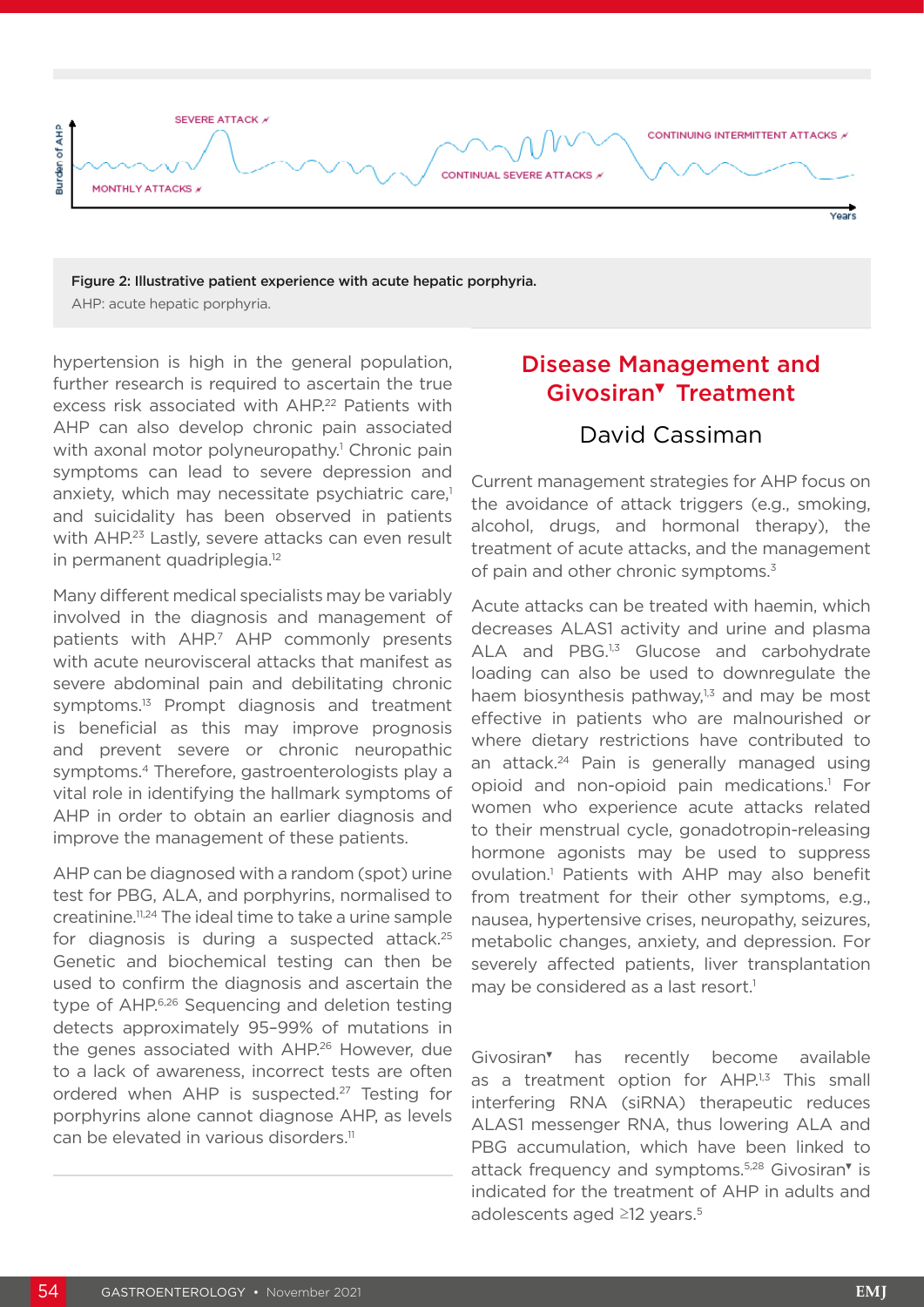Figure 2: Illustrative patient experience with acute hepatic porphyria.

AHP: acute hepatic porphyria.

hypertension is high in the general population, further research is required to ascertain the true excess risk associated with AHP.[22] Patients with AHP can also develop chronic pain associated with axonal motor polyneuropathy.[1] Chronic pain symptoms can lead to severe depression and anxiety, which may necessitate psychiatric care,[1] and suicidality has been observed in patients with AHP.[23] Lastly, severe attacks can even result in permanent quadriplegia.[12]

Many different medical specialists may be variably involved in the diagnosis and management of patients with AHP.[7] AHP commonly presents with acute neurovisceral attacks that manifest as severe abdominal pain and debilitating chronic symptoms.[13] Prompt diagnosis and treatment is beneficial as this may improve prognosis and prevent severe or chronic neuropathic symptoms.[4] Therefore, gastroenterologists play a vital role in identifying the hallmark symptoms of AHP in order to obtain an earlier diagnosis and improve the management of these patients.

AHP can be diagnosed with a random (spot) urine test for PBG, ALA, and porphyrins, normalised to creatinine.[11,24] The ideal time to take a urine sample for diagnosis is during a suspected attack.[25] Genetic and biochemical testing can then be used to confirm the diagnosis and ascertain the type of AHP.[6,26] Sequencing and deletion testing detects approximately 95–99% of mutations in the genes associated with AHP.[26] However, due to a lack of awareness, incorrect tests are often ordered when AHP is suspected.[27] Testing for porphyrins alone cannot diagnose AHP, as levels can be elevated in various disorders.[11]

## Disease Management and Givosiran▼ Treatment

### David Cassiman

Current management strategies for AHP focus on the avoidance of attack triggers (e.g., smoking, alcohol, drugs, and hormonal therapy), the treatment of acute attacks, and the management of pain and other chronic symptoms.[3]

Acute attacks can be treated with haemin, which decreases ALAS1 activity and urine and plasma ALA and PBG.[1,3] Glucose and carbohydrate loading can also be used to downregulate the haem biosynthesis pathway,[1,3] and may be most effective in patients who are malnourished or where dietary restrictions have contributed to an attack.[24] Pain is generally managed using opioid and non-opioid pain medications.[1] For women who experience acute attacks related to their menstrual cycle, gonadotropin-releasing hormone agonists may be used to suppress ovulation.[1] Patients with AHP may also benefit from treatment for their other symptoms, e.g., nausea, hypertensive crises, neuropathy, seizures, metabolic changes, anxiety, and depression. For severely affected patients, liver transplantation may be considered as a last resort.[1]

Givosiran▼ has recently become available as a treatment option for AHP.[1,3] This small interfering RNA (siRNA) therapeutic reduces ALAS1 messenger RNA, thus lowering ALA and PBG accumulation, which have been linked to attack frequency and symptoms.[5,28] Givosiran▼ is indicated for the treatment of AHP in adults and adolescents aged ≥12 years.[5]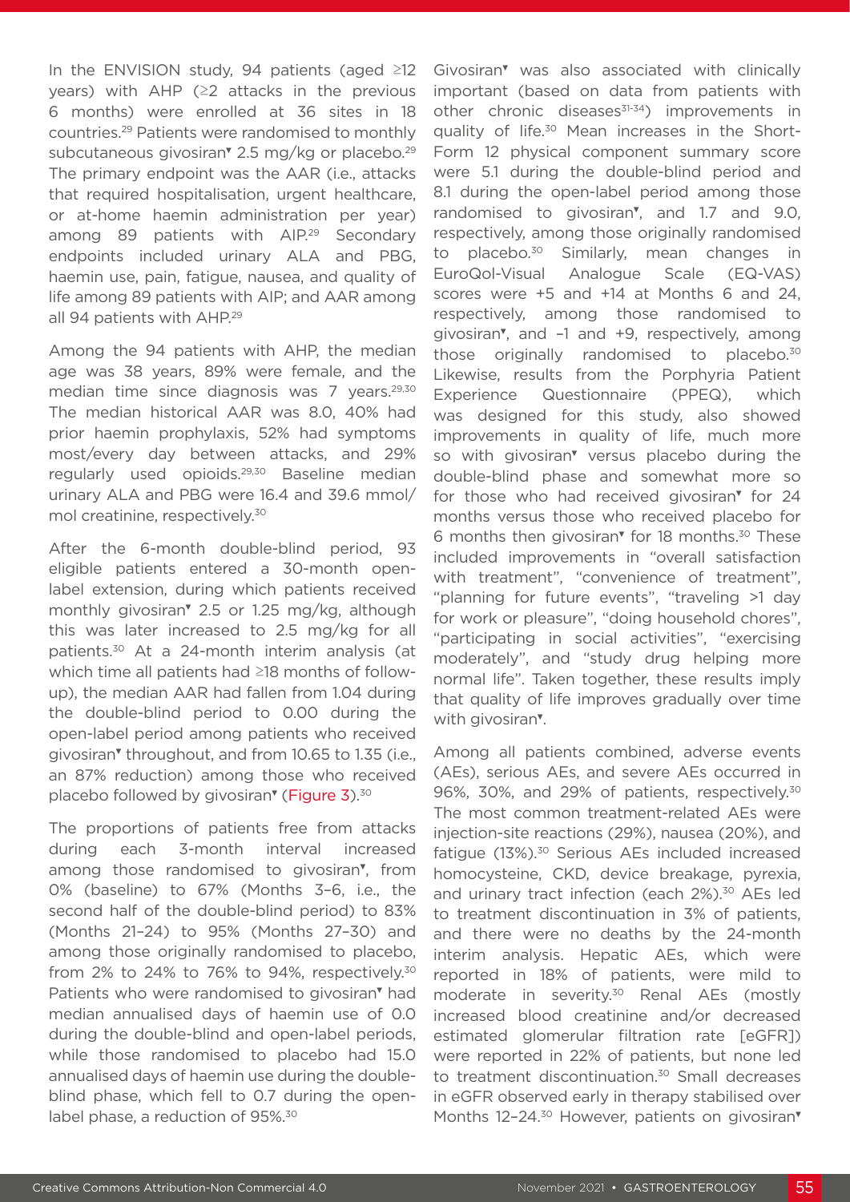In the ENVISION study, 94 patients (aged ≥12 years) with AHP (≥2 attacks in the previous 6 months) were enrolled at 36 sites in 18 countries.[29] Patients were randomised to monthly subcutaneous givosiran▾ 2.5 mg/kg or placebo.[29] The primary endpoint was the AAR (i.e., attacks that required hospitalisation, urgent healthcare, or at-home haemin administration per year) among 89 patients with AIP.[29] Secondary endpoints included urinary ALA and PBG, haemin use, pain, fatigue, nausea, and quality of life among 89 patients with AIP; and AAR among all 94 patients with AHP.[29]

Among the 94 patients with AHP, the median age was 38 years, 89% were female, and the median time since diagnosis was 7 years.[29,30] The median historical AAR was 8.0, 40% had prior haemin prophylaxis, 52% had symptoms most/every day between attacks, and 29% regularly used opioids.[29,30] Baseline median urinary ALA and PBG were 16.4 and 39.6 mmol/mol creatinine, respectively.[30]

After the 6-month double-blind period, 93 eligible patients entered a 30-month open-label extension, during which patients received monthly givosiran▾ 2.5 or 1.25 mg/kg, although this was later increased to 2.5 mg/kg for all patients.[30] At a 24-month interim analysis (at which time all patients had ≥18 months of follow-up), the median AAR had fallen from 1.04 during the double-blind period to 0.00 during the open-label period among patients who received givosiran▾ throughout, and from 10.65 to 1.35 (i.e., an 87% reduction) among those who received placebo followed by givosiran▾ (Figure 3).[30]

The proportions of patients free from attacks during each 3-month interval increased among those randomised to givosiran▾, from 0% (baseline) to 67% (Months 3–6, i.e., the second half of the double-blind period) to 83% (Months 21–24) to 95% (Months 27–30) and among those originally randomised to placebo, from 2% to 24% to 76% to 94%, respectively.[30] Patients who were randomised to givosiran▾ had median annualised days of haemin use of 0.0 during the double-blind and open-label periods, while those randomised to placebo had 15.0 annualised days of haemin use during the double-blind phase, which fell to 0.7 during the open-label phase, a reduction of 95%.[30]

Givosiran▾ was also associated with clinically important (based on data from patients with other chronic diseases[31-34]) improvements in quality of life.[30] Mean increases in the Short-Form 12 physical component summary score were 5.1 during the double-blind period and 8.1 during the open-label period among those randomised to givosiran▾, and 1.7 and 9.0, respectively, among those originally randomised to placebo.[30] Similarly, mean changes in EuroQol-Visual Analogue Scale (EQ-VAS) scores were +5 and +14 at Months 6 and 24, respectively, among those randomised to givosiran▾, and –1 and +9, respectively, among those originally randomised to placebo.[30] Likewise, results from the Porphyria Patient Experience Questionnaire (PPEQ), which was designed for this study, also showed improvements in quality of life, much more so with givosiran▾ versus placebo during the double-blind phase and somewhat more so for those who had received givosiran▾ for 24 months versus those who received placebo for 6 months then givosiran▾ for 18 months.[30] These included improvements in "overall satisfaction with treatment", "convenience of treatment", "planning for future events", "traveling >1 day for work or pleasure", "doing household chores", "participating in social activities", "exercising moderately", and "study drug helping more normal life". Taken together, these results imply that quality of life improves gradually over time with givosiran▾.

Among all patients combined, adverse events (AEs), serious AEs, and severe AEs occurred in 96%, 30%, and 29% of patients, respectively.[30] The most common treatment-related AEs were injection-site reactions (29%), nausea (20%), and fatigue (13%).[30] Serious AEs included increased homocysteine, CKD, device breakage, pyrexia, and urinary tract infection (each 2%).[30] AEs led to treatment discontinuation in 3% of patients, and there were no deaths by the 24-month interim analysis. Hepatic AEs, which were reported in 18% of patients, were mild to moderate in severity.[30] Renal AEs (mostly increased blood creatinine and/or decreased estimated glomerular filtration rate [eGFR]) were reported in 22% of patients, but none led to treatment discontinuation.[30] Small decreases in eGFR observed early in therapy stabilised over Months 12–24.[30] However, patients on givosiran▾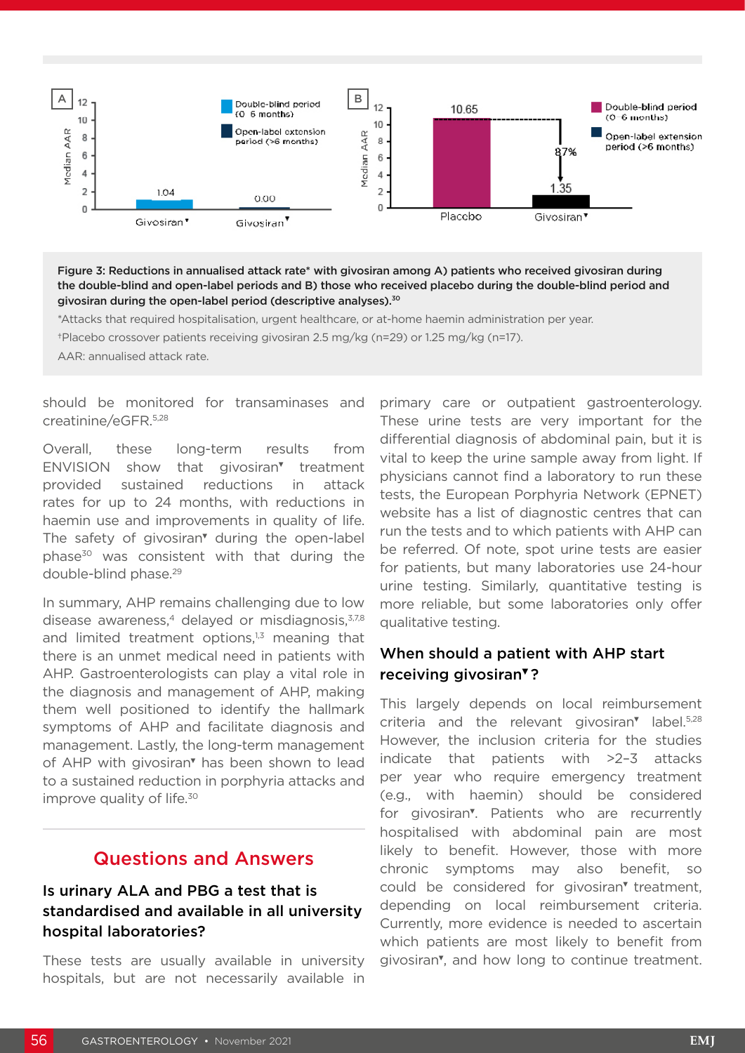Figure 3: Reductions in annualised attack rate* with givosiran among A) patients who received givosiran during the double-blind and open-label periods and B) those who received placebo during the double-blind period and givosiran during the open-label period (descriptive analyses).[30]

*Attacks that required hospitalisation, urgent healthcare, or at-home haemin administration per year.

†Placebo crossover patients receiving givosiran 2.5 mg/kg (n=29) or 1.25 mg/kg (n=17).

AAR: annualised attack rate.

should be monitored for transaminases and creatinine/eGFR.[5,28]

Overall, these long-term results from ENVISION show that givosiran▼ treatment provided sustained reductions in attack rates for up to 24 months, with reductions in haemin use and improvements in quality of life. The safety of givosiran▼ during the open-label phase[30] was consistent with that during the double-blind phase.[29]

In summary, AHP remains challenging due to low disease awareness,[4] delayed or misdiagnosis,[3,7,8] and limited treatment options,[1,3] meaning that there is an unmet medical need in patients with AHP. Gastroenterologists can play a vital role in the diagnosis and management of AHP, making them well positioned to identify the hallmark symptoms of AHP and facilitate diagnosis and management. Lastly, the long-term management of AHP with givosiran▼ has been shown to lead to a sustained reduction in porphyria attacks and improve quality of life.[30]

## Questions and Answers

### Is urinary ALA and PBG a test that is standardised and available in all university hospital laboratories?

These tests are usually available in university hospitals, but are not necessarily available in primary care or outpatient gastroenterology. These urine tests are very important for the differential diagnosis of abdominal pain, but it is vital to keep the urine sample away from light. If physicians cannot find a laboratory to run these tests, the European Porphyria Network (EPNET) website has a list of diagnostic centres that can run the tests and to which patients with AHP can be referred. Of note, spot urine tests are easier for patients, but many laboratories use 24-hour urine testing. Similarly, quantitative testing is more reliable, but some laboratories only offer qualitative testing.

### When should a patient with AHP start receiving givosiran▼?

This largely depends on local reimbursement criteria and the relevant givosiran▼ label.[5,28] However, the inclusion criteria for the studies indicate that patients with >2–3 attacks per year who require emergency treatment (e.g., with haemin) should be considered for givosiran▼. Patients who are recurrently hospitalised with abdominal pain are most likely to benefit. However, those with more chronic symptoms may also benefit, so could be considered for givosiran▼ treatment, depending on local reimbursement criteria. Currently, more evidence is needed to ascertain which patients are most likely to benefit from givosiran▼, and how long to continue treatment.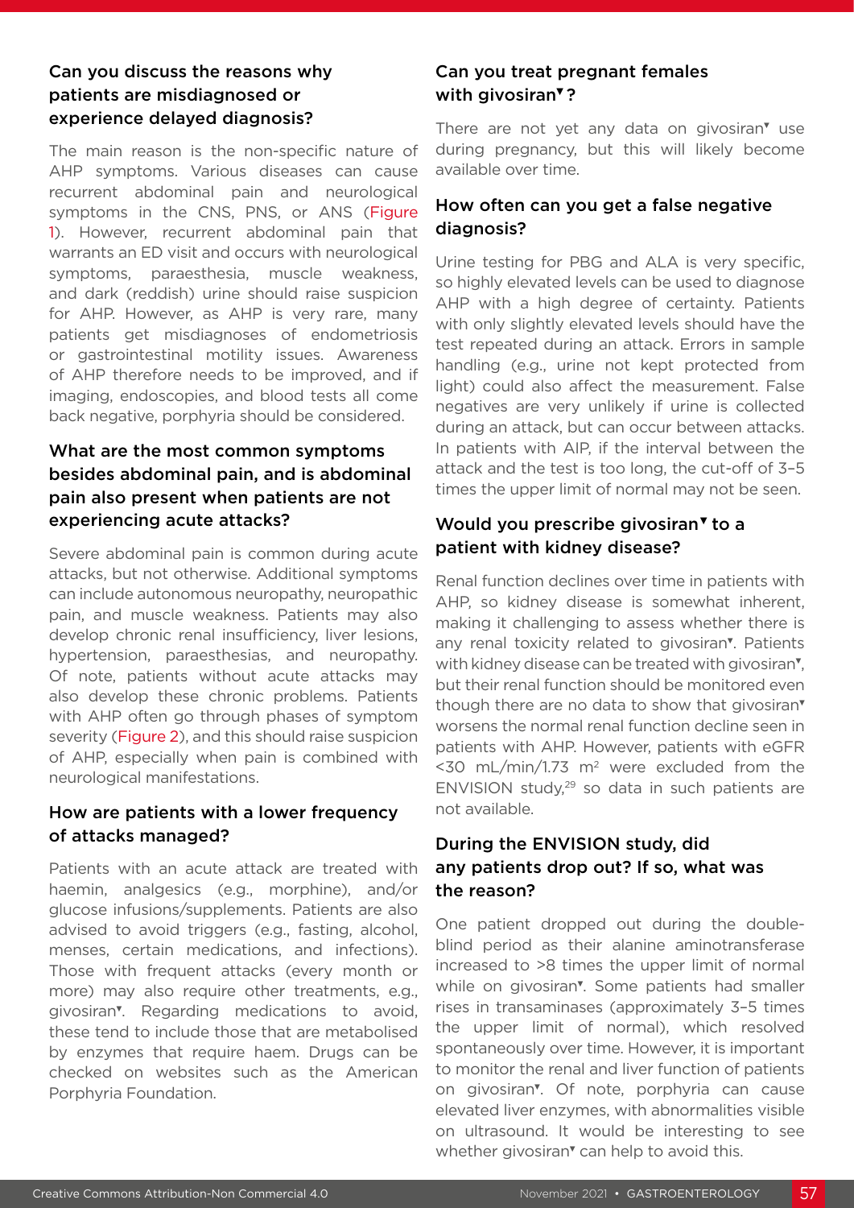### Can you discuss the reasons why patients are misdiagnosed or experience delayed diagnosis?

The main reason is the non-specific nature of AHP symptoms. Various diseases can cause recurrent abdominal pain and neurological symptoms in the CNS, PNS, or ANS (Figure 1). However, recurrent abdominal pain that warrants an ED visit and occurs with neurological symptoms, paraesthesia, muscle weakness, and dark (reddish) urine should raise suspicion for AHP. However, as AHP is very rare, many patients get misdiagnoses of endometriosis or gastrointestinal motility issues. Awareness of AHP therefore needs to be improved, and if imaging, endoscopies, and blood tests all come back negative, porphyria should be considered.

### What are the most common symptoms besides abdominal pain, and is abdominal pain also present when patients are not experiencing acute attacks?

Severe abdominal pain is common during acute attacks, but not otherwise. Additional symptoms can include autonomous neuropathy, neuropathic pain, and muscle weakness. Patients may also develop chronic renal insufficiency, liver lesions, hypertension, paraesthesias, and neuropathy. Of note, patients without acute attacks may also develop these chronic problems. Patients with AHP often go through phases of symptom severity (Figure 2), and this should raise suspicion of AHP, especially when pain is combined with neurological manifestations.

### How are patients with a lower frequency of attacks managed?

Patients with an acute attack are treated with haemin, analgesics (e.g., morphine), and/or glucose infusions/supplements. Patients are also advised to avoid triggers (e.g., fasting, alcohol, menses, certain medications, and infections). Those with frequent attacks (every month or more) may also require other treatments, e.g., givosiran▼. Regarding medications to avoid, these tend to include those that are metabolised by enzymes that require haem. Drugs can be checked on websites such as the American Porphyria Foundation.

### Can you treat pregnant females with givosiran▼?

There are not yet any data on givosiran▼ use during pregnancy, but this will likely become available over time.

### How often can you get a false negative diagnosis?

Urine testing for PBG and ALA is very specific, so highly elevated levels can be used to diagnose AHP with a high degree of certainty. Patients with only slightly elevated levels should have the test repeated during an attack. Errors in sample handling (e.g., urine not kept protected from light) could also affect the measurement. False negatives are very unlikely if urine is collected during an attack, but can occur between attacks. In patients with AIP, if the interval between the attack and the test is too long, the cut-off of 3–5 times the upper limit of normal may not be seen.

### Would you prescribe givosiran▼ to a patient with kidney disease?

Renal function declines over time in patients with AHP, so kidney disease is somewhat inherent, making it challenging to assess whether there is any renal toxicity related to givosiran▼. Patients with kidney disease can be treated with givosiran▼, but their renal function should be monitored even though there are no data to show that givosiran▼ worsens the normal renal function decline seen in patients with AHP. However, patients with eGFR <30 mL/min/1.73 $m^2$ were excluded from the ENVISION study,[29] so data in such patients are not available.

### During the ENVISION study, did any patients drop out? If so, what was the reason?

One patient dropped out during the double-blind period as their alanine aminotransferase increased to >8 times the upper limit of normal while on givosiran▼. Some patients had smaller rises in transaminases (approximately 3–5 times the upper limit of normal), which resolved spontaneously over time. However, it is important to monitor the renal and liver function of patients on givosiran▼. Of note, porphyria can cause elevated liver enzymes, with abnormalities visible on ultrasound. It would be interesting to see whether givosiran▼ can help to avoid this.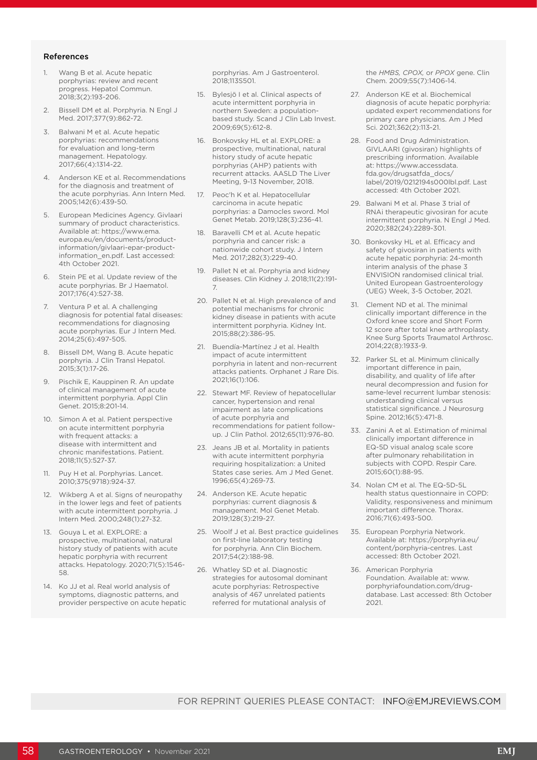## References

1. Wang B et al. Acute hepatic porphyrias: review and recent progress. Hepatol Commun. 2018;3(2):193-206.
2. Bissell DM et al. Porphyria. N Engl J Med. 2017;377(9):862-72.
3. Balwani M et al. Acute hepatic porphyrias: recommendations for evaluation and long-term management. Hepatology. 2017;66(4):1314-22.
4. Anderson KE et al. Recommendations for the diagnosis and treatment of the acute porphyrias. Ann Intern Med. 2005;142(6):439-50.
5. European Medicines Agency. Givlaari summary of product characteristics. Available at: https://www.ema.europa.eu/en/documents/product-information/givlaari-epar-product-information_en.pdf. Last accessed: 4th October 2021.
6. Stein PE et al. Update review of the acute porphyrias. Br J Haematol. 2017;176(4):527-38.
7. Ventura P et al. A challenging diagnosis for potential fatal diseases: recommendations for diagnosing acute porphyrias. Eur J Intern Med. 2014;25(6):497-505.
8. Bissell DM, Wang B. Acute hepatic porphyria. J Clin Transl Hepatol. 2015;3(1):17-26.
9. Pischik E, Kauppinen R. An update of clinical management of acute intermittent porphyria. Appl Clin Genet. 2015;8:201-14.
10. Simon A et al. Patient perspective on acute intermittent porphyria with frequent attacks: a disease with intermittent and chronic manifestations. Patient. 2018;11(5):527-37.
11. Puy H et al. Porphyrias. Lancet. 2010;375(9718):924-37.
12. Wikberg A et al. Signs of neuropathy in the lower legs and feet of patients with acute intermittent porphyria. J Intern Med. 2000;248(1):27-32.
13. Gouya L et al. EXPLORE: a prospective, multinational, natural history study of patients with acute hepatic porphyria with recurrent attacks. Hepatology. 2020;71(5):1546-58.
14. Ko JJ et al. Real world analysis of symptoms, diagnostic patterns, and provider perspective on acute hepatic porphyrias. Am J Gastroenterol. 2018;113S501.
15. Bylesjö I et al. Clinical aspects of acute intermittent porphyria in northern Sweden: a population-based study. Scand J Clin Lab Invest. 2009;69(5):612-8.
16. Bonkovsky HL et al. EXPLORE: a prospective, multinational, natural history study of acute hepatic porphyrias (AHP) patients with recurrent attacks. AASLD The Liver Meeting, 9-13 November, 2018.
17. Peoc'h K et al. Hepatocellular carcinoma in acute hepatic porphyrias: a Damocles sword. Mol Genet Metab. 2019;128(3):236-41.
18. Baravelli CM et al. Acute hepatic porphyria and cancer risk: a nationwide cohort study. J Intern Med. 2017;282(3):229-40.
19. Pallet N et al. Porphyria and kidney diseases. Clin Kidney J. 2018;11(2):191-7.
20. Pallet N et al. High prevalence of and potential mechanisms for chronic kidney disease in patients with acute intermittent porphyria. Kidney Int. 2015;88(2):386-95.
21. Buendía-Martínez J et al. Health impact of acute intermittent porphyria in latent and non-recurrent attacks patients. Orphanet J Rare Dis. 2021;16(1):106.
22. Stewart MF. Review of hepatocellular cancer, hypertension and renal impairment as late complications of acute porphyria and recommendations for patient follow-up. J Clin Pathol. 2012;65(11):976-80.
23. Jeans JB et al. Mortality in patients with acute intermittent porphyria requiring hospitalization: a United States case series. Am J Med Genet. 1996;65(4):269-73.
24. Anderson KE. Acute hepatic porphyrias: current diagnosis & management. Mol Genet Metab. 2019;128(3):219-27.
25. Woolf J et al. Best practice guidelines on first-line laboratory testing for porphyria. Ann Clin Biochem. 2017;54(2):188-98.
26. Whatley SD et al. Diagnostic strategies for autosomal dominant acute porphyrias: Retrospective analysis of 467 unrelated patients referred for mutational analysis of the *HMBS, CPOX,* or *PPOX* gene. Clin Chem. 2009;55(7):1406-14.
27. Anderson KE et al. Biochemical diagnosis of acute hepatic porphyria: updated expert recommendations for primary care physicians. Am J Med Sci. 2021;362(2):113-21.
28. Food and Drug Administration. GIVLAARI (givosiran) highlights of prescribing information. Available at: https://www.accessdata.fda.gov/drugsatfda_docs/label/2019/0212194s000lbl.pdf. Last accessed: 4th October 2021.
29. Balwani M et al. Phase 3 trial of RNAi therapeutic givosiran for acute intermittent porphyria. N Engl J Med. 2020;382(24):2289-301.
30. Bonkovsky HL et al. Efficacy and safety of givosiran in patients with acute hepatic porphyria: 24-month interim analysis of the phase 3 ENVISION randomised clinical trial. United European Gastroenterology (UEG) Week, 3-5 October, 2021.
31. Clement ND et al. The minimal clinically important difference in the Oxford knee score and Short Form 12 score after total knee arthroplasty. Knee Surg Sports Traumatol Arthrosc. 2014;22(8):1933-9.
32. Parker SL et al. Minimum clinically important difference in pain, disability, and quality of life after neural decompression and fusion for same-level recurrent lumbar stenosis: understanding clinical versus statistical significance. J Neurosurg Spine. 2012;16(5):471-8.
33. Zanini A et al. Estimation of minimal clinically important difference in EQ-5D visual analog scale score after pulmonary rehabilitation in subjects with COPD. Respir Care. 2015;60(1):88-95.
34. Nolan CM et al. The EQ-5D-5L health status questionnaire in COPD: Validity, responsiveness and minimum important difference. Thorax. 2016;71(6):493-500.
35. European Porphyria Network. Available at: https://porphyria.eu/content/porphyria-centres. Last accessed: 8th October 2021.
36. American Porphyria Foundation. Available at: www.porphyriafoundation.com/drug-database. Last accessed: 8th October 2021.

FOR REPRINT QUERIES PLEASE CONTACT: INFO@EMJREVIEWS.COM